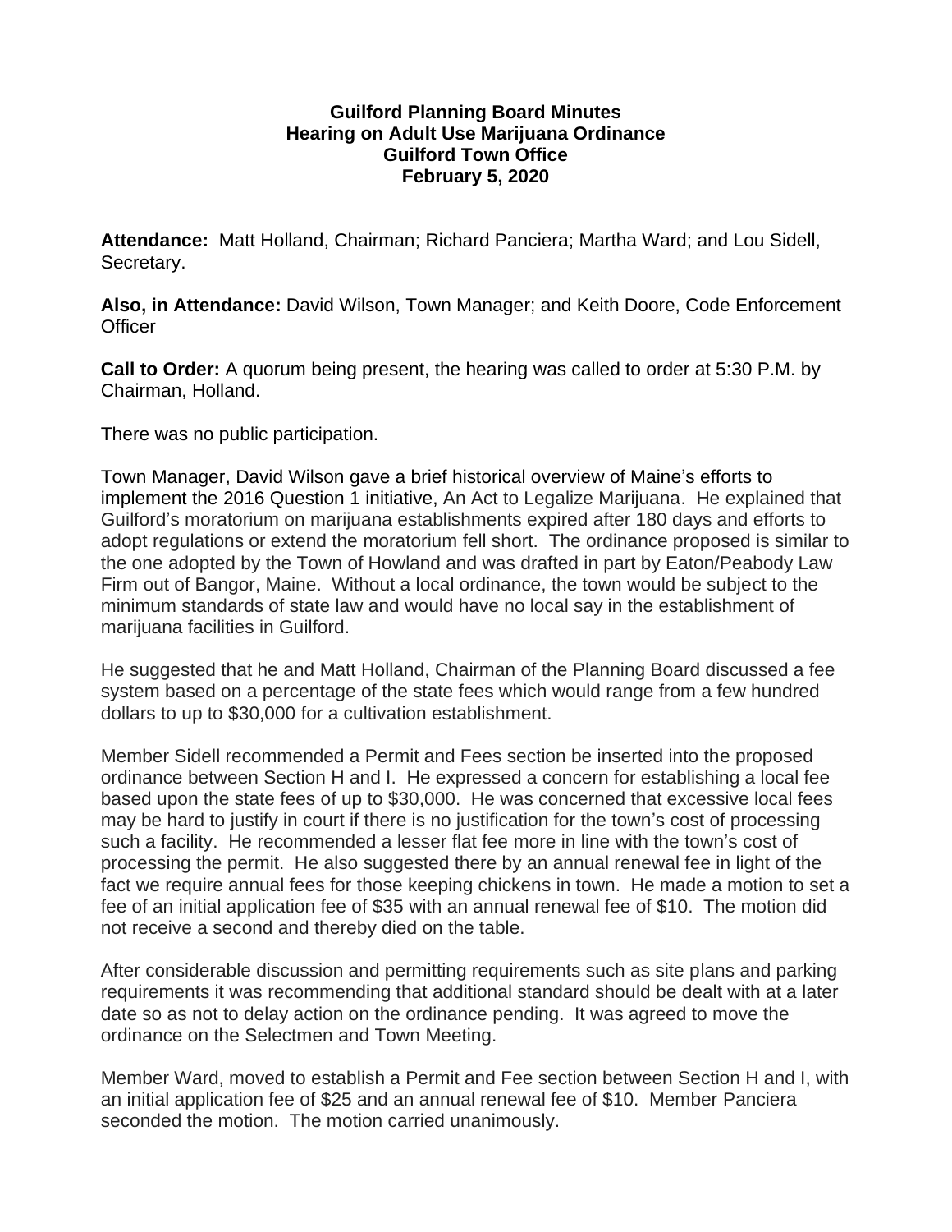**Guilford Planning Board Minutes**
**Hearing on Adult Use Marijuana Ordinance**
**Guilford Town Office**
**February 5, 2020**

**Attendance:** Matt Holland, Chairman; Richard Panciera; Martha Ward; and Lou Sidell, Secretary.

**Also, in Attendance:** David Wilson, Town Manager; and Keith Doore, Code Enforcement Officer

**Call to Order:** A quorum being present, the hearing was called to order at 5:30 P.M. by Chairman, Holland.

There was no public participation.

Town Manager, David Wilson gave a brief historical overview of Maine's efforts to implement the 2016 Question 1 initiative, An Act to Legalize Marijuana. He explained that Guilford's moratorium on marijuana establishments expired after 180 days and efforts to adopt regulations or extend the moratorium fell short. The ordinance proposed is similar to the one adopted by the Town of Howland and was drafted in part by Eaton/Peabody Law Firm out of Bangor, Maine. Without a local ordinance, the town would be subject to the minimum standards of state law and would have no local say in the establishment of marijuana facilities in Guilford.

He suggested that he and Matt Holland, Chairman of the Planning Board discussed a fee system based on a percentage of the state fees which would range from a few hundred dollars to up to $30,000 for a cultivation establishment.

Member Sidell recommended a Permit and Fees section be inserted into the proposed ordinance between Section H and I. He expressed a concern for establishing a local fee based upon the state fees of up to $30,000. He was concerned that excessive local fees may be hard to justify in court if there is no justification for the town's cost of processing such a facility. He recommended a lesser flat fee more in line with the town's cost of processing the permit. He also suggested there by an annual renewal fee in light of the fact we require annual fees for those keeping chickens in town. He made a motion to set a fee of an initial application fee of $35 with an annual renewal fee of $10. The motion did not receive a second and thereby died on the table.

After considerable discussion and permitting requirements such as site plans and parking requirements it was recommending that additional standard should be dealt with at a later date so as not to delay action on the ordinance pending. It was agreed to move the ordinance on the Selectmen and Town Meeting.

Member Ward, moved to establish a Permit and Fee section between Section H and I, with an initial application fee of $25 and an annual renewal fee of $10. Member Panciera seconded the motion. The motion carried unanimously.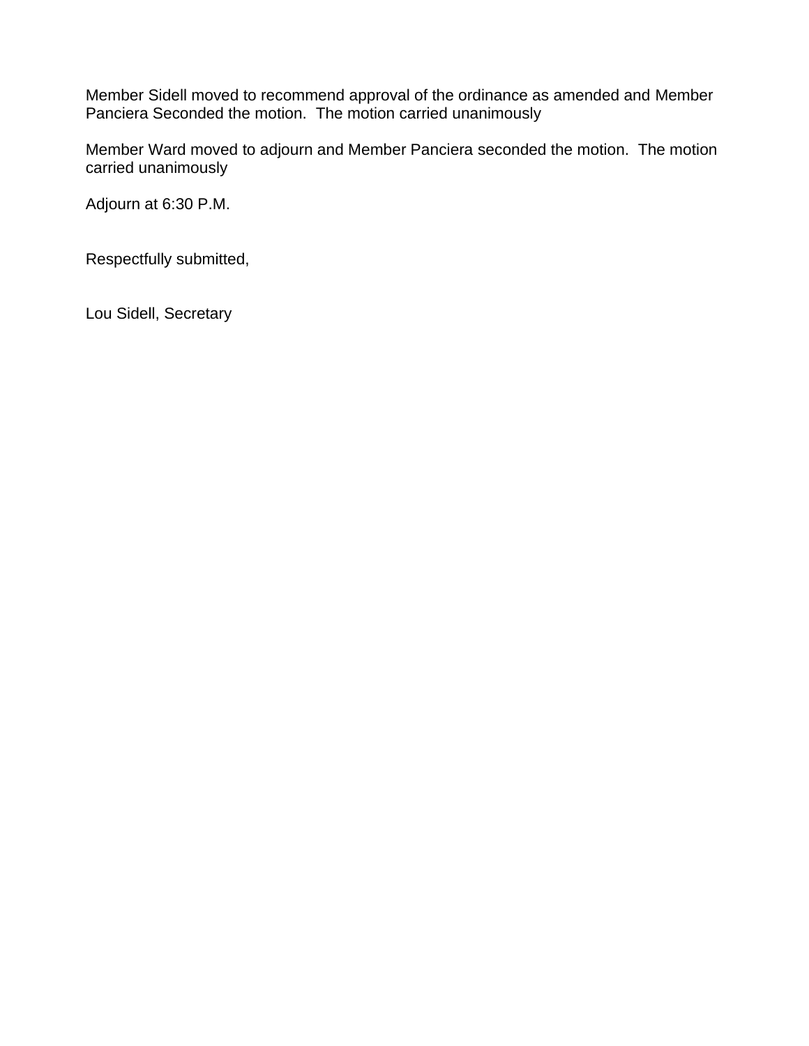Member Sidell moved to recommend approval of the ordinance as amended and Member Panciera Seconded the motion.  The motion carried unanimously

Member Ward moved to adjourn and Member Panciera seconded the motion.  The motion carried unanimously

Adjourn at 6:30 P.M.

Respectfully submitted,

Lou Sidell, Secretary